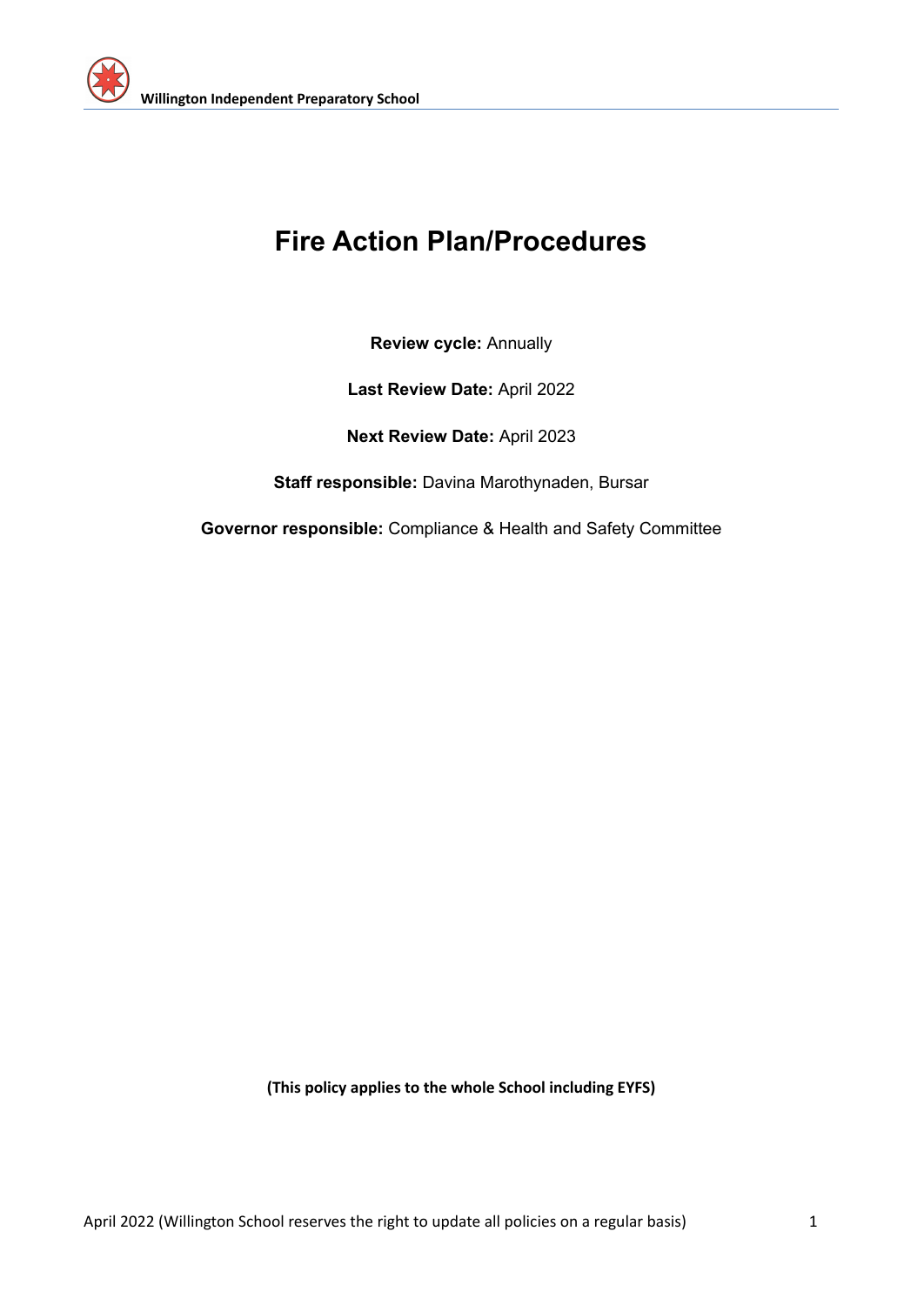# Fire Action Plan/Procedures

**Review cycle:** Annually

**Last Review Date:** April 2022

**Next Review Date:** April 2023

**Staff responsible:** Davina Marothynaden, Bursar

**Governor responsible:** Compliance & Health and Safety Committee

**(This policy applies to the whole School including EYFS)**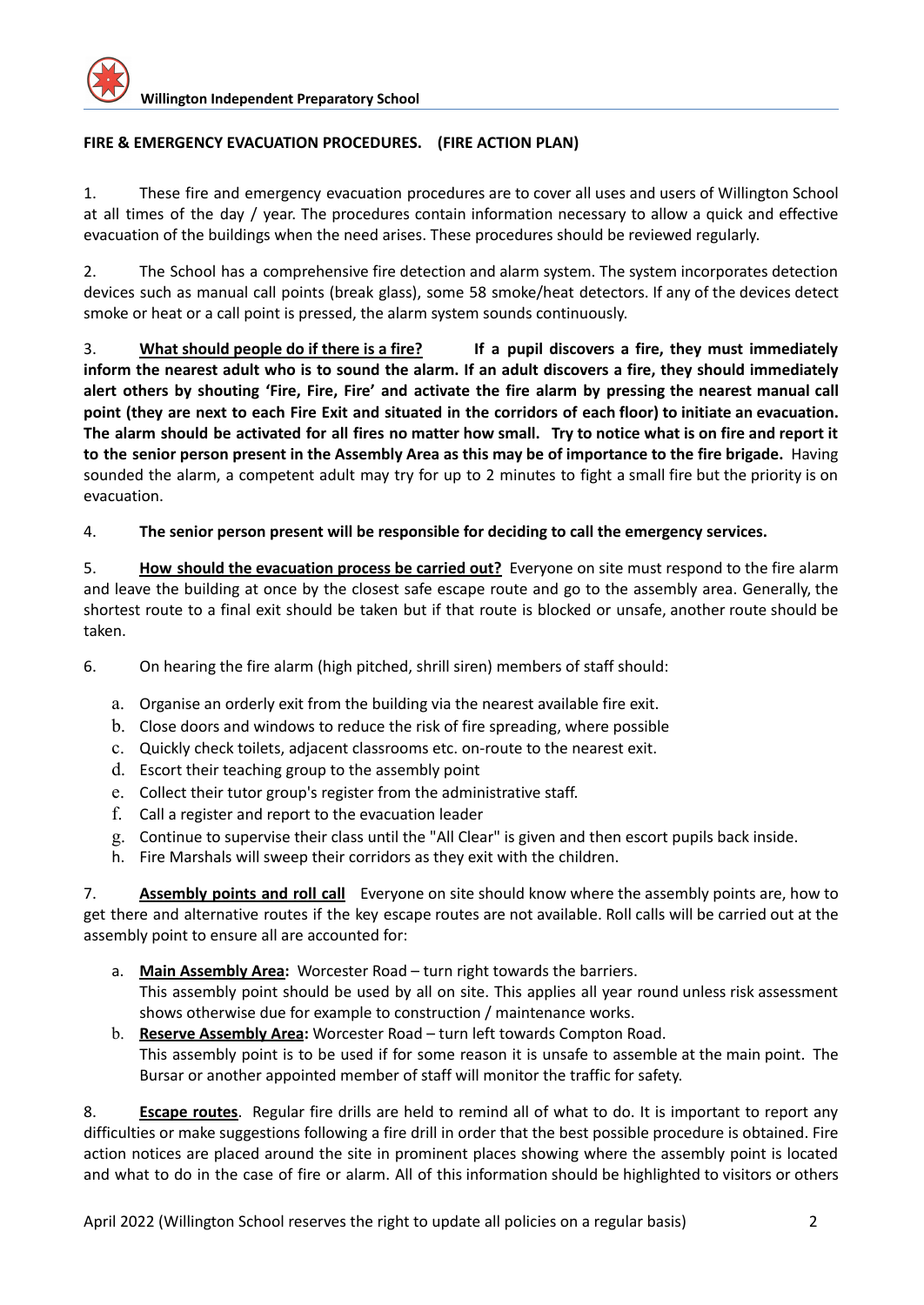**FIRE & EMERGENCY EVACUATION PROCEDURES. (FIRE ACTION PLAN)**

1. These fire and emergency evacuation procedures are to cover all uses and users of Willington School at all times of the day / year. The procedures contain information necessary to allow a quick and effective evacuation of the buildings when the need arises. These procedures should be reviewed regularly.

2. The School has a comprehensive fire detection and alarm system. The system incorporates detection devices such as manual call points (break glass), some 58 smoke/heat detectors. If any of the devices detect smoke or heat or a call point is pressed, the alarm system sounds continuously.

3. **<u>What should people do if there is a fire?</u> If a pupil discovers a fire, they must immediately inform the nearest adult who is to sound the alarm. If an adult discovers a fire, they should immediately alert others by shouting 'Fire, Fire, Fire' and activate the fire alarm by pressing the nearest manual call point (they are next to each Fire Exit and situated in the corridors of each floor) to initiate an evacuation. The alarm should be activated for all fires no matter how small. Try to notice what is on fire and report it to the senior person present in the Assembly Area as this may be of importance to the fire brigade.** Having sounded the alarm, a competent adult may try for up to 2 minutes to fight a small fire but the priority is on evacuation.

4. **The senior person present will be responsible for deciding to call the emergency services.**

5. **<u>How should the evacuation process be carried out?</u>** Everyone on site must respond to the fire alarm and leave the building at once by the closest safe escape route and go to the assembly area. Generally, the shortest route to a final exit should be taken but if that route is blocked or unsafe, another route should be taken.

6. On hearing the fire alarm (high pitched, shrill siren) members of staff should:

   a. Organise an orderly exit from the building via the nearest available fire exit.
   b. Close doors and windows to reduce the risk of fire spreading, where possible
   c. Quickly check toilets, adjacent classrooms etc. on-route to the nearest exit.
   d. Escort their teaching group to the assembly point
   e. Collect their tutor group's register from the administrative staff.
   f. Call a register and report to the evacuation leader
   g. Continue to supervise their class until the "All Clear" is given and then escort pupils back inside.
   h. Fire Marshals will sweep their corridors as they exit with the children.

7. **<u>Assembly points and roll call</u>** Everyone on site should know where the assembly points are, how to get there and alternative routes if the key escape routes are not available. Roll calls will be carried out at the assembly point to ensure all are accounted for:

   a. **<u>Main Assembly Area</u>:** Worcester Road – turn right towards the barriers.
      This assembly point should be used by all on site. This applies all year round unless risk assessment shows otherwise due for example to construction / maintenance works.
   b. **<u>Reserve Assembly Area</u>:** Worcester Road – turn left towards Compton Road.
      This assembly point is to be used if for some reason it is unsafe to assemble at the main point. The Bursar or another appointed member of staff will monitor the traffic for safety.

8. **<u>Escape routes</u>**. Regular fire drills are held to remind all of what to do. It is important to report any difficulties or make suggestions following a fire drill in order that the best possible procedure is obtained. Fire action notices are placed around the site in prominent places showing where the assembly point is located and what to do in the case of fire or alarm. All of this information should be highlighted to visitors or others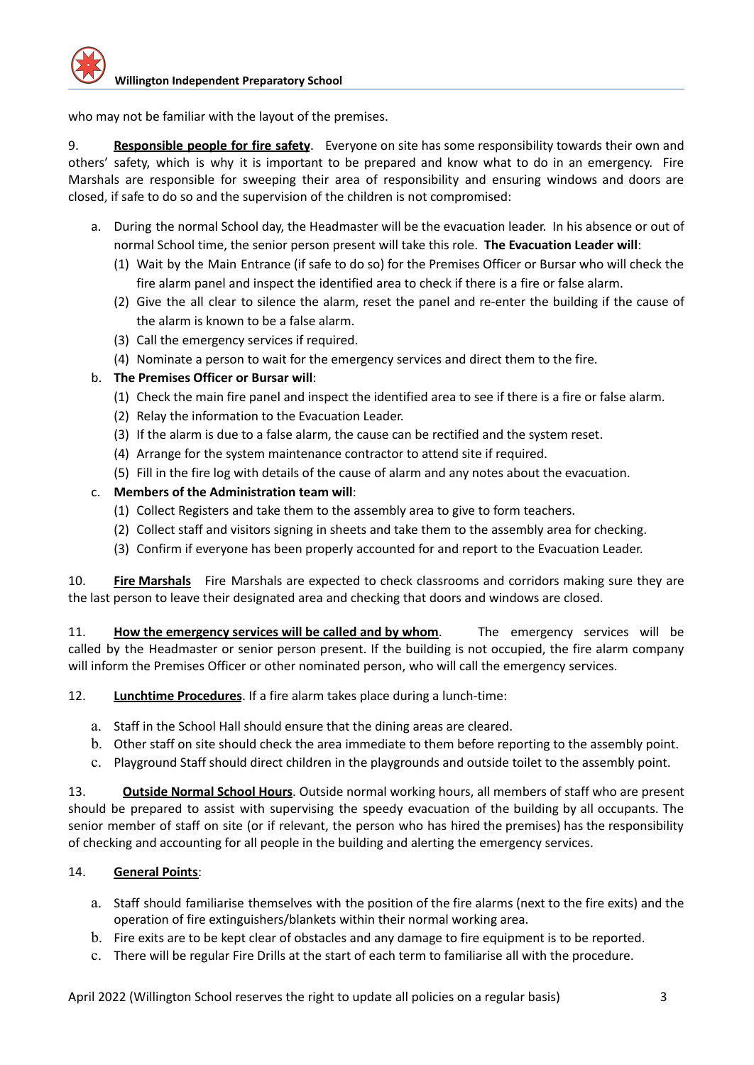who may not be familiar with the layout of the premises.

9. **Responsible people for fire safety**. Everyone on site has some responsibility towards their own and others' safety, which is why it is important to be prepared and know what to do in an emergency. Fire Marshals are responsible for sweeping their area of responsibility and ensuring windows and doors are closed, if safe to do so and the supervision of the children is not compromised:

a. During the normal School day, the Headmaster will be the evacuation leader. In his absence or out of normal School time, the senior person present will take this role. **The Evacuation Leader will**:
   (1) Wait by the Main Entrance (if safe to do so) for the Premises Officer or Bursar who will check the fire alarm panel and inspect the identified area to check if there is a fire or false alarm.
   (2) Give the all clear to silence the alarm, reset the panel and re-enter the building if the cause of the alarm is known to be a false alarm.
   (3) Call the emergency services if required.
   (4) Nominate a person to wait for the emergency services and direct them to the fire.

b. **The Premises Officer or Bursar will**:
   (1) Check the main fire panel and inspect the identified area to see if there is a fire or false alarm.
   (2) Relay the information to the Evacuation Leader.
   (3) If the alarm is due to a false alarm, the cause can be rectified and the system reset.
   (4) Arrange for the system maintenance contractor to attend site if required.
   (5) Fill in the fire log with details of the cause of alarm and any notes about the evacuation.

c. **Members of the Administration team will**:
   (1) Collect Registers and take them to the assembly area to give to form teachers.
   (2) Collect staff and visitors signing in sheets and take them to the assembly area for checking.
   (3) Confirm if everyone has been properly accounted for and report to the Evacuation Leader.

10. **Fire Marshals** Fire Marshals are expected to check classrooms and corridors making sure they are the last person to leave their designated area and checking that doors and windows are closed.

11. **How the emergency services will be called and by whom**. The emergency services will be called by the Headmaster or senior person present. If the building is not occupied, the fire alarm company will inform the Premises Officer or other nominated person, who will call the emergency services.

12. **Lunchtime Procedures**. If a fire alarm takes place during a lunch-time:

a. Staff in the School Hall should ensure that the dining areas are cleared.
b. Other staff on site should check the area immediate to them before reporting to the assembly point.
c. Playground Staff should direct children in the playgrounds and outside toilet to the assembly point.

13. **Outside Normal School Hours**. Outside normal working hours, all members of staff who are present should be prepared to assist with supervising the speedy evacuation of the building by all occupants. The senior member of staff on site (or if relevant, the person who has hired the premises) has the responsibility of checking and accounting for all people in the building and alerting the emergency services.

14. **General Points**:

a. Staff should familiarise themselves with the position of the fire alarms (next to the fire exits) and the operation of fire extinguishers/blankets within their normal working area.
b. Fire exits are to be kept clear of obstacles and any damage to fire equipment is to be reported.
c. There will be regular Fire Drills at the start of each term to familiarise all with the procedure.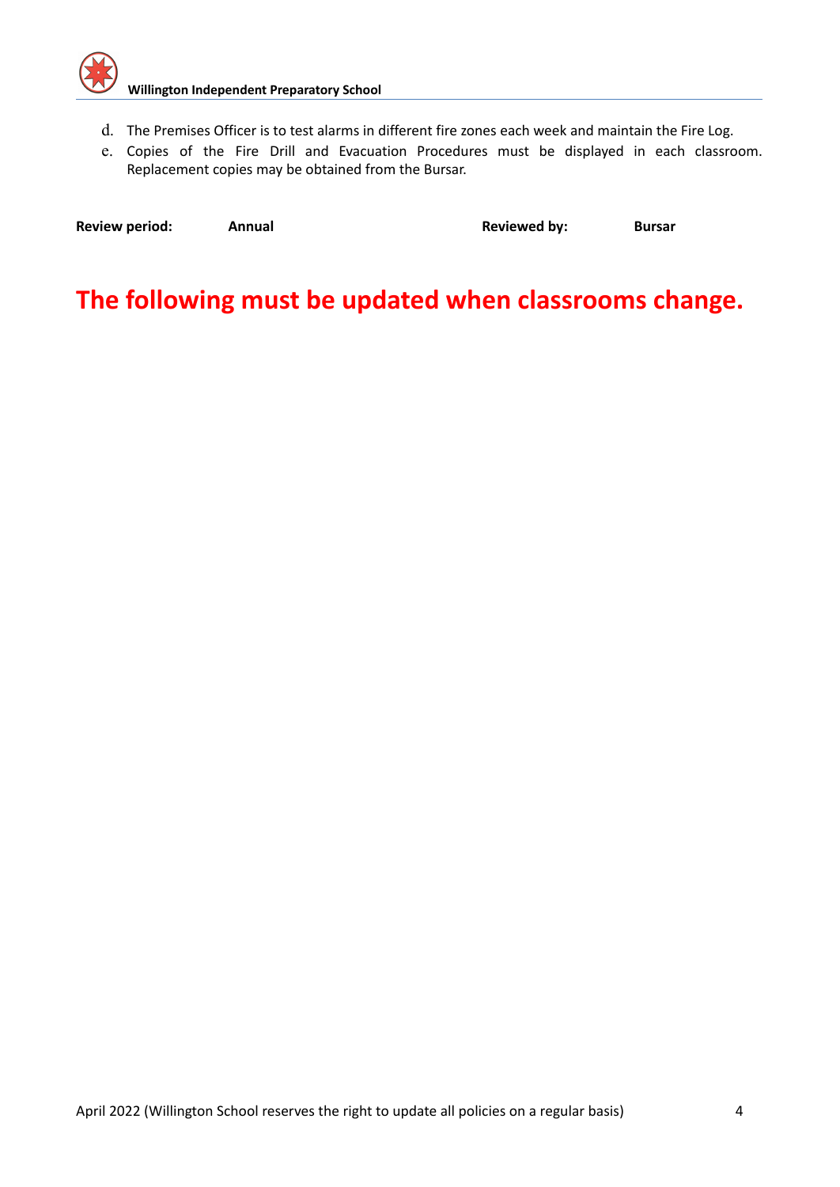d. The Premises Officer is to test alarms in different fire zones each week and maintain the Fire Log.
e. Copies of the Fire Drill and Evacuation Procedures must be displayed in each classroom. Replacement copies may be obtained from the Bursar.

**Review period:** **Annual** **Reviewed by:** **Bursar**

# The following must be updated when classrooms change.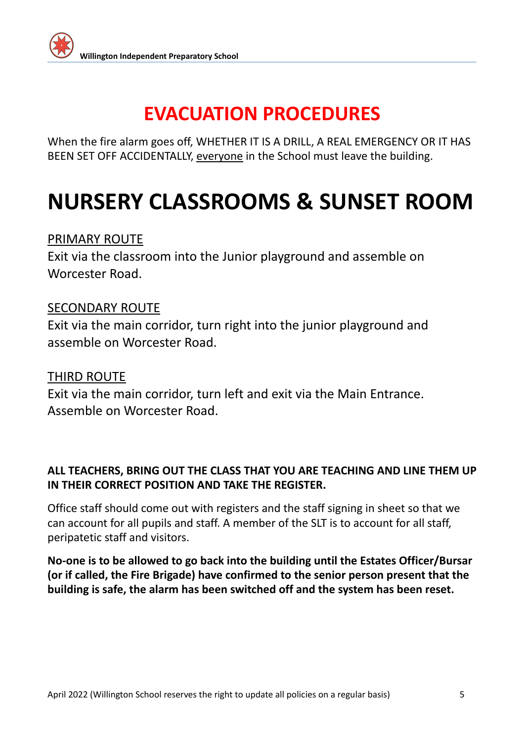# EVACUATION PROCEDURES

When the fire alarm goes off, WHETHER IT IS A DRILL, A REAL EMERGENCY OR IT HAS BEEN SET OFF ACCIDENTALLY, <u>everyone</u> in the School must leave the building.

## NURSERY CLASSROOMS & SUNSET ROOM

<u>PRIMARY ROUTE</u>

Exit via the classroom into the Junior playground and assemble on Worcester Road.

<u>SECONDARY ROUTE</u>

Exit via the main corridor, turn right into the junior playground and assemble on Worcester Road.

<u>THIRD ROUTE</u>

Exit via the main corridor, turn left and exit via the Main Entrance. Assemble on Worcester Road.

**ALL TEACHERS, BRING OUT THE CLASS THAT YOU ARE TEACHING AND LINE THEM UP IN THEIR CORRECT POSITION AND TAKE THE REGISTER.**

Office staff should come out with registers and the staff signing in sheet so that we can account for all pupils and staff. A member of the SLT is to account for all staff, peripatetic staff and visitors.

**No-one is to be allowed to go back into the building until the Estates Officer/Bursar (or if called, the Fire Brigade) have confirmed to the senior person present that the building is safe, the alarm has been switched off and the system has been reset.**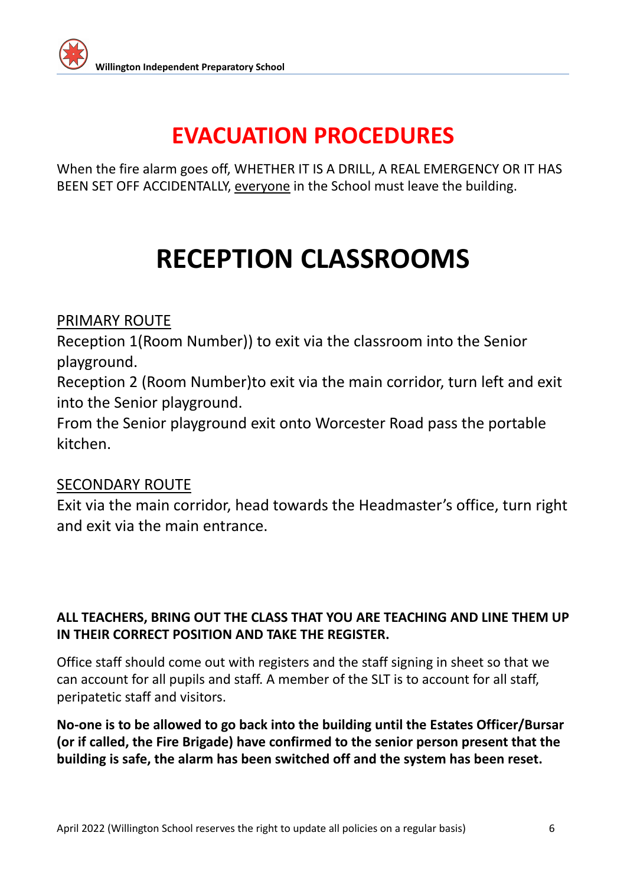# EVACUATION PROCEDURES

When the fire alarm goes off, WHETHER IT IS A DRILL, A REAL EMERGENCY OR IT HAS BEEN SET OFF ACCIDENTALLY, everyone in the School must leave the building.

# RECEPTION CLASSROOMS

PRIMARY ROUTE

Reception 1(Room Number)) to exit via the classroom into the Senior playground.

Reception 2 (Room Number)to exit via the main corridor, turn left and exit into the Senior playground.

From the Senior playground exit onto Worcester Road pass the portable kitchen.

SECONDARY ROUTE

Exit via the main corridor, head towards the Headmaster's office, turn right and exit via the main entrance.

**ALL TEACHERS, BRING OUT THE CLASS THAT YOU ARE TEACHING AND LINE THEM UP IN THEIR CORRECT POSITION AND TAKE THE REGISTER.**

Office staff should come out with registers and the staff signing in sheet so that we can account for all pupils and staff. A member of the SLT is to account for all staff, peripatetic staff and visitors.

**No-one is to be allowed to go back into the building until the Estates Officer/Bursar (or if called, the Fire Brigade) have confirmed to the senior person present that the building is safe, the alarm has been switched off and the system has been reset.**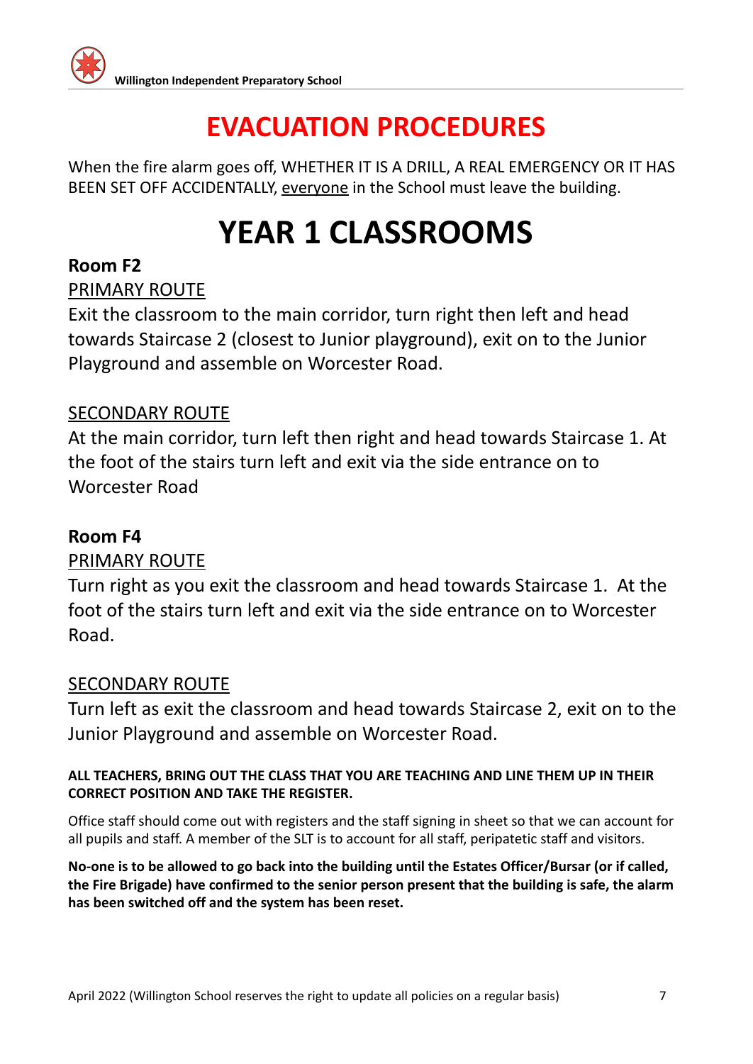# EVACUATION PROCEDURES

When the fire alarm goes off, WHETHER IT IS A DRILL, A REAL EMERGENCY OR IT HAS BEEN SET OFF ACCIDENTALLY, <u>everyone</u> in the School must leave the building.

# YEAR 1 CLASSROOMS

**Room F2**

<u>PRIMARY ROUTE</u>

Exit the classroom to the main corridor, turn right then left and head towards Staircase 2 (closest to Junior playground), exit on to the Junior Playground and assemble on Worcester Road.

<u>SECONDARY ROUTE</u>

At the main corridor, turn left then right and head towards Staircase 1. At the foot of the stairs turn left and exit via the side entrance on to Worcester Road

**Room F4**

<u>PRIMARY ROUTE</u>

Turn right as you exit the classroom and head towards Staircase 1. At the foot of the stairs turn left and exit via the side entrance on to Worcester Road.

<u>SECONDARY ROUTE</u>

Turn left as exit the classroom and head towards Staircase 2, exit on to the Junior Playground and assemble on Worcester Road.

**ALL TEACHERS, BRING OUT THE CLASS THAT YOU ARE TEACHING AND LINE THEM UP IN THEIR CORRECT POSITION AND TAKE THE REGISTER.**

Office staff should come out with registers and the staff signing in sheet so that we can account for all pupils and staff. A member of the SLT is to account for all staff, peripatetic staff and visitors.

**No-one is to be allowed to go back into the building until the Estates Officer/Bursar (or if called, the Fire Brigade) have confirmed to the senior person present that the building is safe, the alarm has been switched off and the system has been reset.**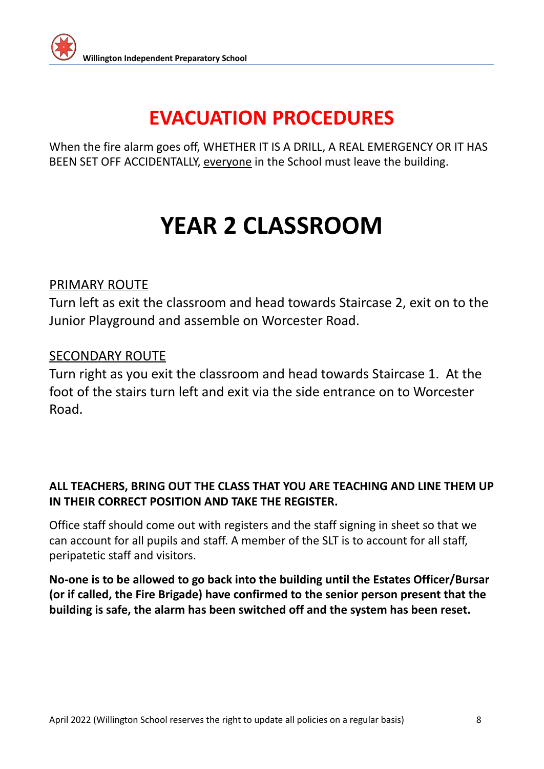# EVACUATION PROCEDURES

When the fire alarm goes off, WHETHER IT IS A DRILL, A REAL EMERGENCY OR IT HAS BEEN SET OFF ACCIDENTALLY, <u>everyone</u> in the School must leave the building.

# YEAR 2 CLASSROOM

<u>PRIMARY ROUTE</u>

Turn left as exit the classroom and head towards Staircase 2, exit on to the Junior Playground and assemble on Worcester Road.

<u>SECONDARY ROUTE</u>

Turn right as you exit the classroom and head towards Staircase 1. At the foot of the stairs turn left and exit via the side entrance on to Worcester Road.

**ALL TEACHERS, BRING OUT THE CLASS THAT YOU ARE TEACHING AND LINE THEM UP IN THEIR CORRECT POSITION AND TAKE THE REGISTER.**

Office staff should come out with registers and the staff signing in sheet so that we can account for all pupils and staff. A member of the SLT is to account for all staff, peripatetic staff and visitors.

**No-one is to be allowed to go back into the building until the Estates Officer/Bursar (or if called, the Fire Brigade) have confirmed to the senior person present that the building is safe, the alarm has been switched off and the system has been reset.**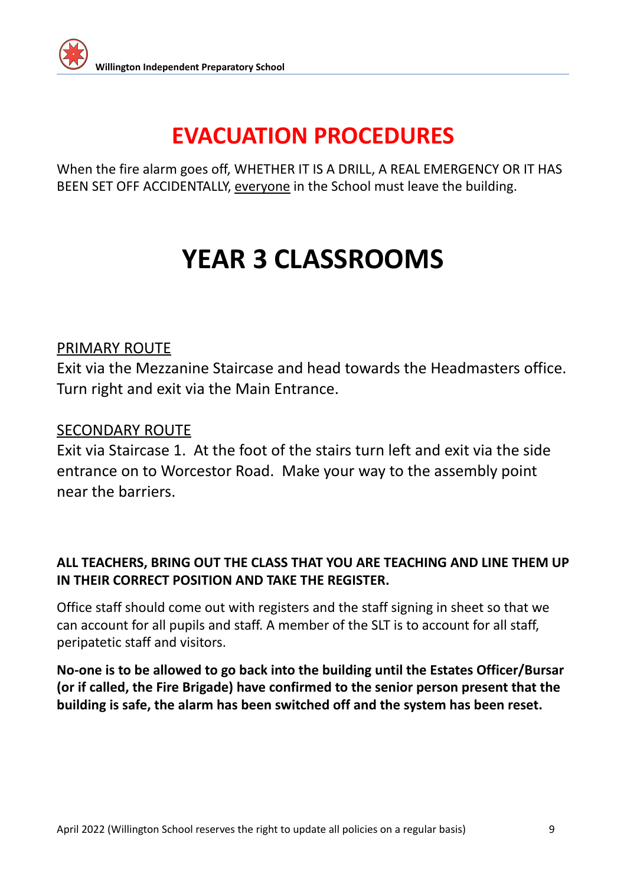# EVACUATION PROCEDURES

When the fire alarm goes off, WHETHER IT IS A DRILL, A REAL EMERGENCY OR IT HAS BEEN SET OFF ACCIDENTALLY, <u>everyone</u> in the School must leave the building.

# YEAR 3 CLASSROOMS

<u>PRIMARY ROUTE</u>

Exit via the Mezzanine Staircase and head towards the Headmasters office. Turn right and exit via the Main Entrance.

<u>SECONDARY ROUTE</u>

Exit via Staircase 1. At the foot of the stairs turn left and exit via the side entrance on to Worcestor Road. Make your way to the assembly point near the barriers.

**ALL TEACHERS, BRING OUT THE CLASS THAT YOU ARE TEACHING AND LINE THEM UP IN THEIR CORRECT POSITION AND TAKE THE REGISTER.**

Office staff should come out with registers and the staff signing in sheet so that we can account for all pupils and staff. A member of the SLT is to account for all staff, peripatetic staff and visitors.

**No-one is to be allowed to go back into the building until the Estates Officer/Bursar (or if called, the Fire Brigade) have confirmed to the senior person present that the building is safe, the alarm has been switched off and the system has been reset.**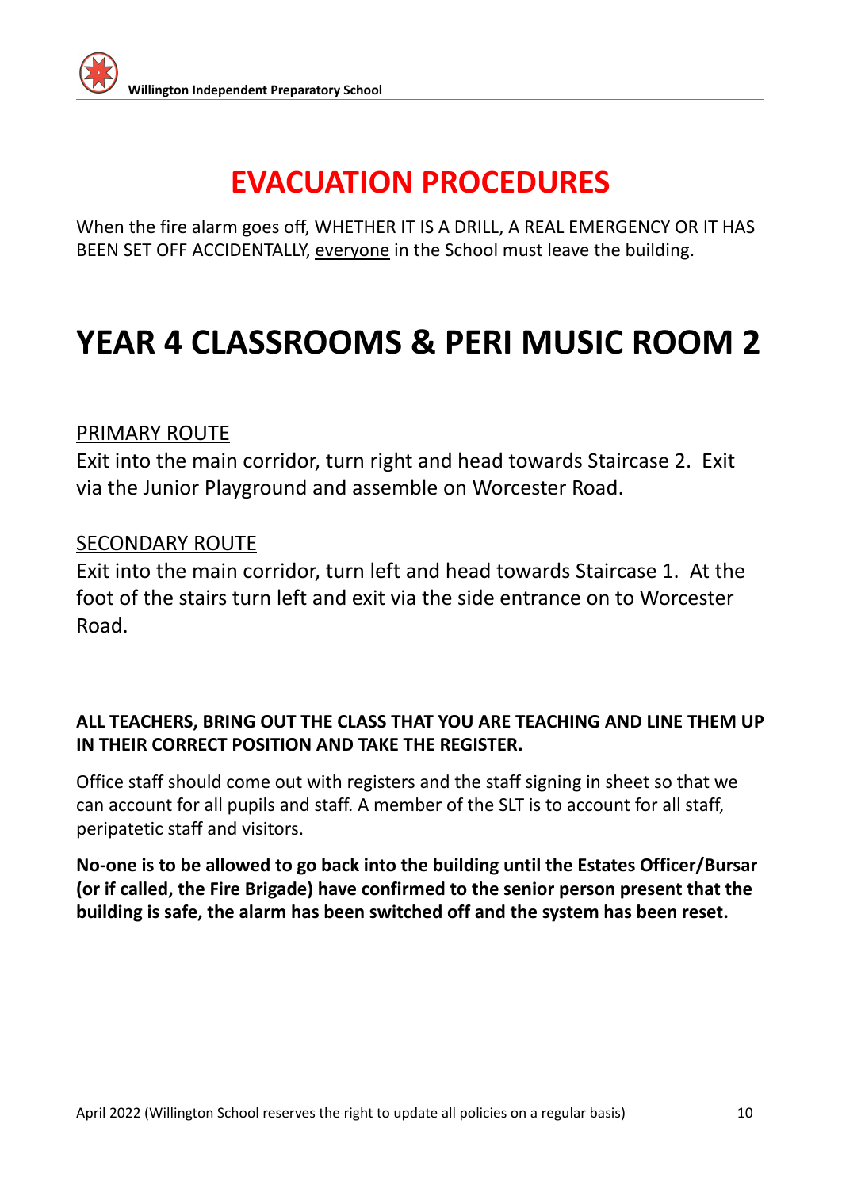# EVACUATION PROCEDURES

When the fire alarm goes off, WHETHER IT IS A DRILL, A REAL EMERGENCY OR IT HAS BEEN SET OFF ACCIDENTALLY, <u>everyone</u> in the School must leave the building.

# YEAR 4 CLASSROOMS & PERI MUSIC ROOM 2

<u>PRIMARY ROUTE</u>

Exit into the main corridor, turn right and head towards Staircase 2. Exit via the Junior Playground and assemble on Worcester Road.

<u>SECONDARY ROUTE</u>

Exit into the main corridor, turn left and head towards Staircase 1. At the foot of the stairs turn left and exit via the side entrance on to Worcester Road.

**ALL TEACHERS, BRING OUT THE CLASS THAT YOU ARE TEACHING AND LINE THEM UP IN THEIR CORRECT POSITION AND TAKE THE REGISTER.**

Office staff should come out with registers and the staff signing in sheet so that we can account for all pupils and staff. A member of the SLT is to account for all staff, peripatetic staff and visitors.

**No-one is to be allowed to go back into the building until the Estates Officer/Bursar (or if called, the Fire Brigade) have confirmed to the senior person present that the building is safe, the alarm has been switched off and the system has been reset.**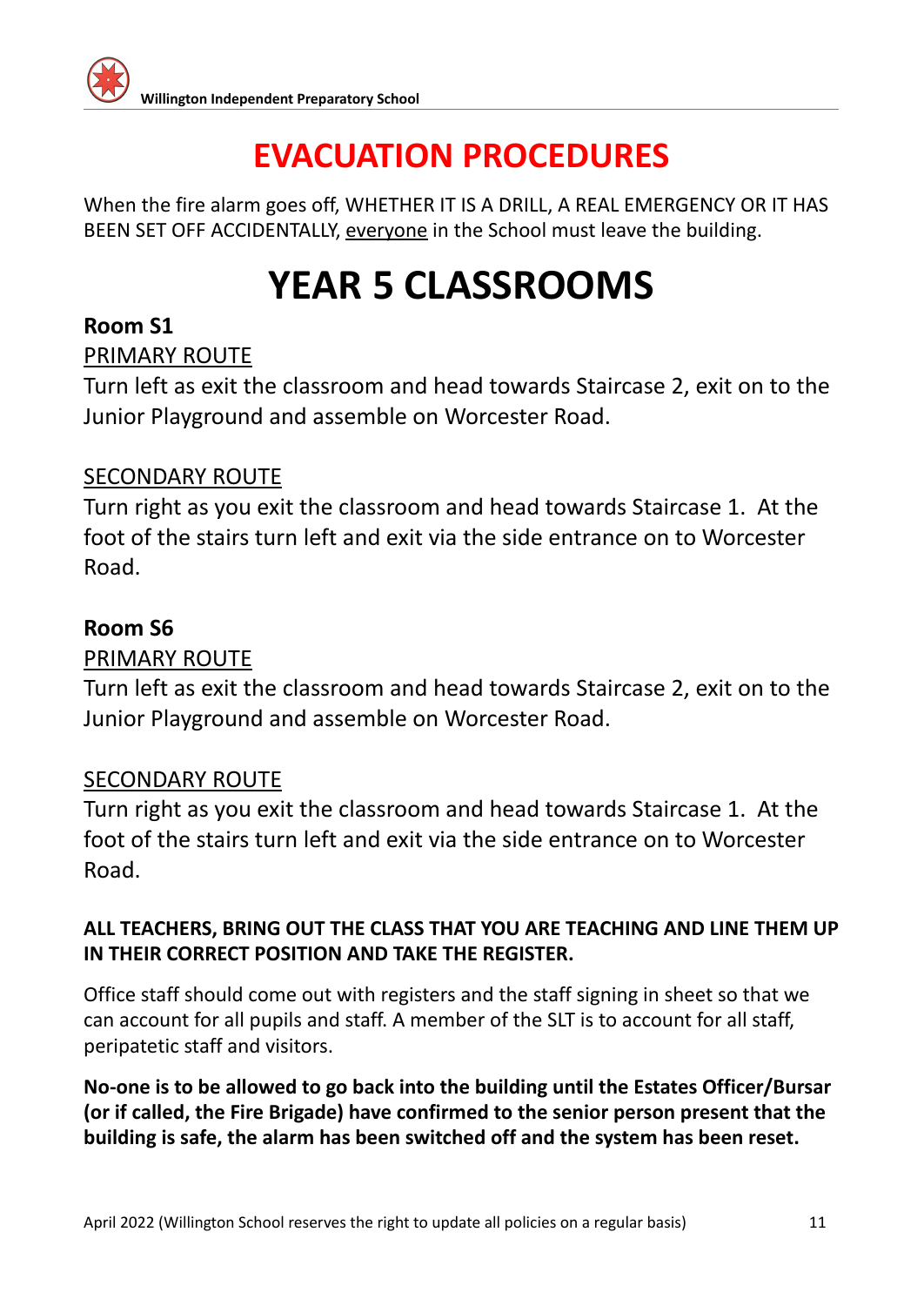# EVACUATION PROCEDURES

When the fire alarm goes off, WHETHER IT IS A DRILL, A REAL EMERGENCY OR IT HAS BEEN SET OFF ACCIDENTALLY, <u>everyone</u> in the School must leave the building.

# YEAR 5 CLASSROOMS

**Room S1**

<u>PRIMARY ROUTE</u>

Turn left as exit the classroom and head towards Staircase 2, exit on to the Junior Playground and assemble on Worcester Road.

<u>SECONDARY ROUTE</u>

Turn right as you exit the classroom and head towards Staircase 1. At the foot of the stairs turn left and exit via the side entrance on to Worcester Road.

**Room S6**

<u>PRIMARY ROUTE</u>

Turn left as exit the classroom and head towards Staircase 2, exit on to the Junior Playground and assemble on Worcester Road.

<u>SECONDARY ROUTE</u>

Turn right as you exit the classroom and head towards Staircase 1. At the foot of the stairs turn left and exit via the side entrance on to Worcester Road.

**ALL TEACHERS, BRING OUT THE CLASS THAT YOU ARE TEACHING AND LINE THEM UP IN THEIR CORRECT POSITION AND TAKE THE REGISTER.**

Office staff should come out with registers and the staff signing in sheet so that we can account for all pupils and staff. A member of the SLT is to account for all staff, peripatetic staff and visitors.

**No-one is to be allowed to go back into the building until the Estates Officer/Bursar (or if called, the Fire Brigade) have confirmed to the senior person present that the building is safe, the alarm has been switched off and the system has been reset.**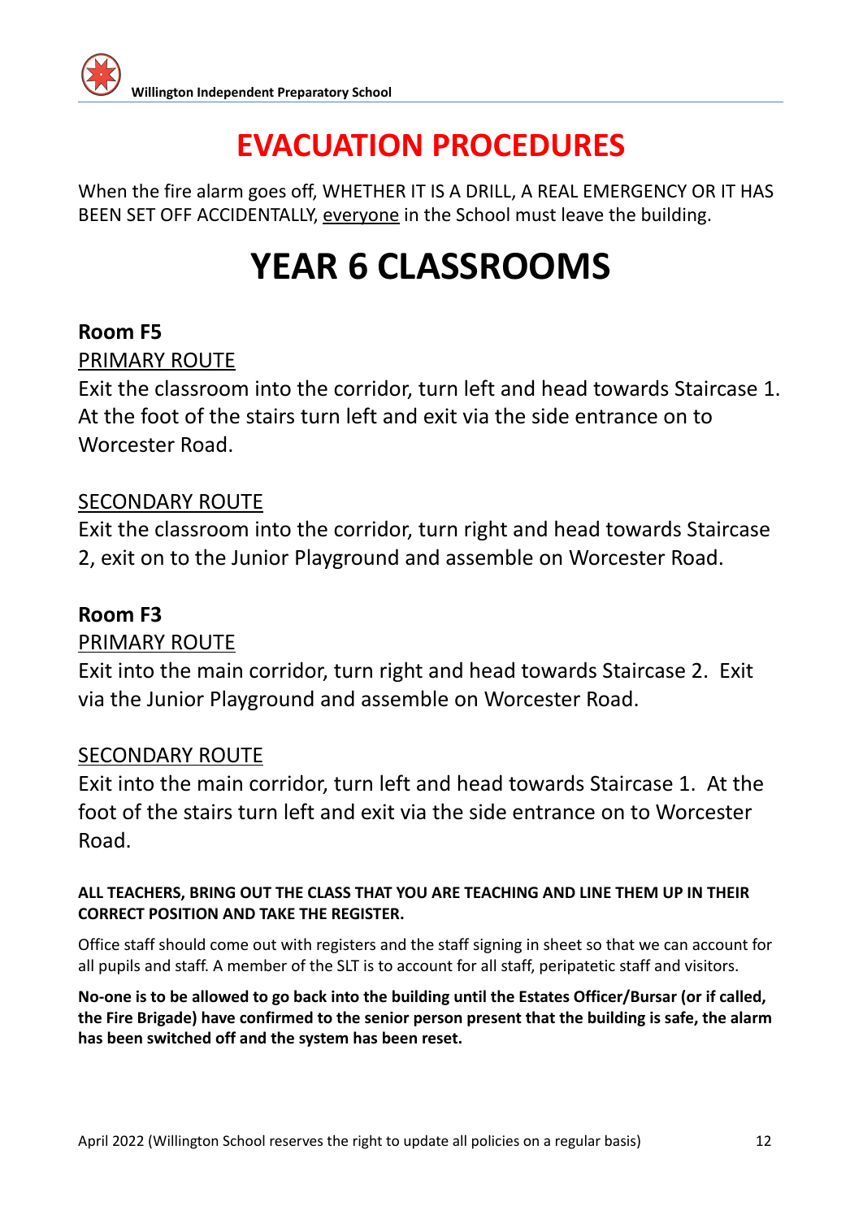# EVACUATION PROCEDURES

When the fire alarm goes off, WHETHER IT IS A DRILL, A REAL EMERGENCY OR IT HAS BEEN SET OFF ACCIDENTALLY, <u>everyone</u> in the School must leave the building.

# YEAR 6 CLASSROOMS

**Room F5**

<u>PRIMARY ROUTE</u>

Exit the classroom into the corridor, turn left and head towards Staircase 1. At the foot of the stairs turn left and exit via the side entrance on to Worcester Road.

<u>SECONDARY ROUTE</u>

Exit the classroom into the corridor, turn right and head towards Staircase 2, exit on to the Junior Playground and assemble on Worcester Road.

**Room F3**

<u>PRIMARY ROUTE</u>

Exit into the main corridor, turn right and head towards Staircase 2. Exit via the Junior Playground and assemble on Worcester Road.

<u>SECONDARY ROUTE</u>

Exit into the main corridor, turn left and head towards Staircase 1. At the foot of the stairs turn left and exit via the side entrance on to Worcester Road.

**ALL TEACHERS, BRING OUT THE CLASS THAT YOU ARE TEACHING AND LINE THEM UP IN THEIR CORRECT POSITION AND TAKE THE REGISTER.**

Office staff should come out with registers and the staff signing in sheet so that we can account for all pupils and staff. A member of the SLT is to account for all staff, peripatetic staff and visitors.

**No-one is to be allowed to go back into the building until the Estates Officer/Bursar (or if called, the Fire Brigade) have confirmed to the senior person present that the building is safe, the alarm has been switched off and the system has been reset.**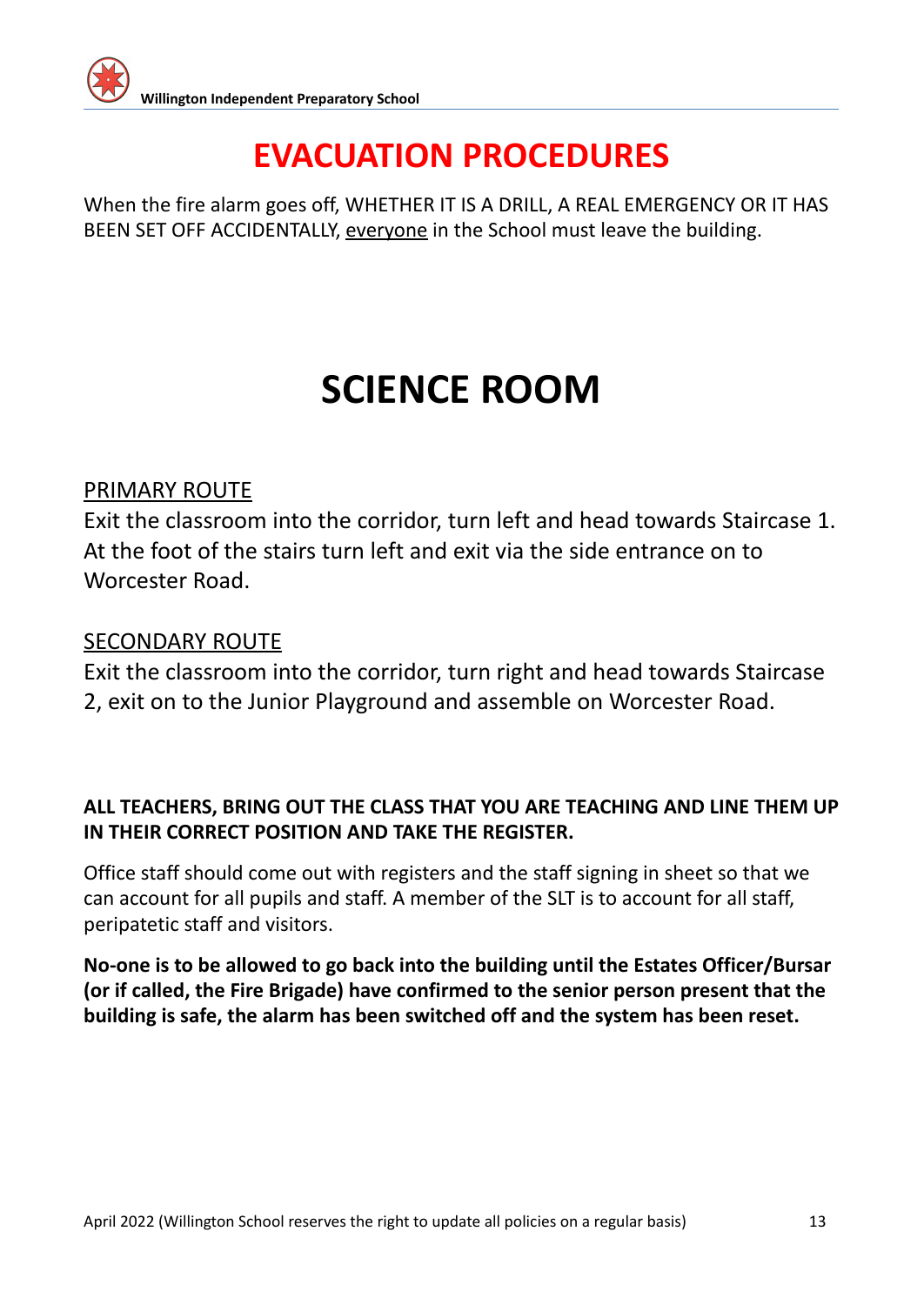# EVACUATION PROCEDURES

When the fire alarm goes off, WHETHER IT IS A DRILL, A REAL EMERGENCY OR IT HAS BEEN SET OFF ACCIDENTALLY, everyone in the School must leave the building.

# SCIENCE ROOM

PRIMARY ROUTE

Exit the classroom into the corridor, turn left and head towards Staircase 1. At the foot of the stairs turn left and exit via the side entrance on to Worcester Road.

SECONDARY ROUTE

Exit the classroom into the corridor, turn right and head towards Staircase 2, exit on to the Junior Playground and assemble on Worcester Road.

**ALL TEACHERS, BRING OUT THE CLASS THAT YOU ARE TEACHING AND LINE THEM UP IN THEIR CORRECT POSITION AND TAKE THE REGISTER.**

Office staff should come out with registers and the staff signing in sheet so that we can account for all pupils and staff. A member of the SLT is to account for all staff, peripatetic staff and visitors.

**No-one is to be allowed to go back into the building until the Estates Officer/Bursar (or if called, the Fire Brigade) have confirmed to the senior person present that the building is safe, the alarm has been switched off and the system has been reset.**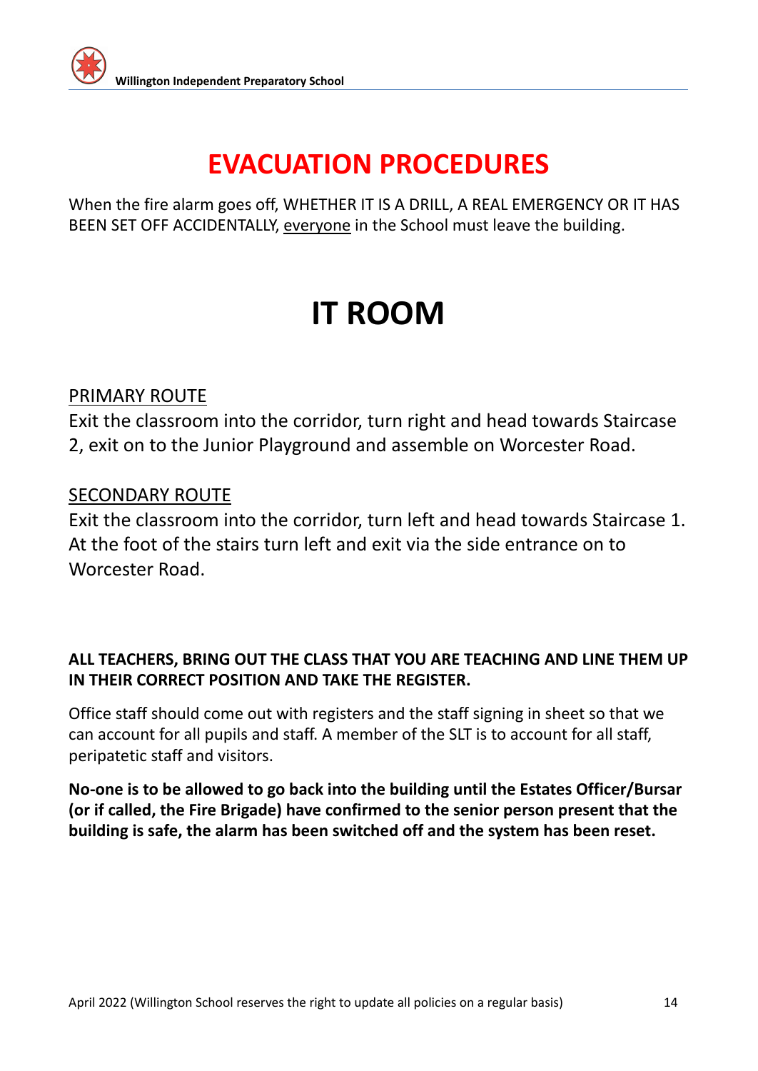# EVACUATION PROCEDURES

When the fire alarm goes off, WHETHER IT IS A DRILL, A REAL EMERGENCY OR IT HAS BEEN SET OFF ACCIDENTALLY, everyone in the School must leave the building.

# IT ROOM

PRIMARY ROUTE

Exit the classroom into the corridor, turn right and head towards Staircase 2, exit on to the Junior Playground and assemble on Worcester Road.

SECONDARY ROUTE

Exit the classroom into the corridor, turn left and head towards Staircase 1. At the foot of the stairs turn left and exit via the side entrance on to Worcester Road.

**ALL TEACHERS, BRING OUT THE CLASS THAT YOU ARE TEACHING AND LINE THEM UP IN THEIR CORRECT POSITION AND TAKE THE REGISTER.**

Office staff should come out with registers and the staff signing in sheet so that we can account for all pupils and staff. A member of the SLT is to account for all staff, peripatetic staff and visitors.

**No-one is to be allowed to go back into the building until the Estates Officer/Bursar (or if called, the Fire Brigade) have confirmed to the senior person present that the building is safe, the alarm has been switched off and the system has been reset.**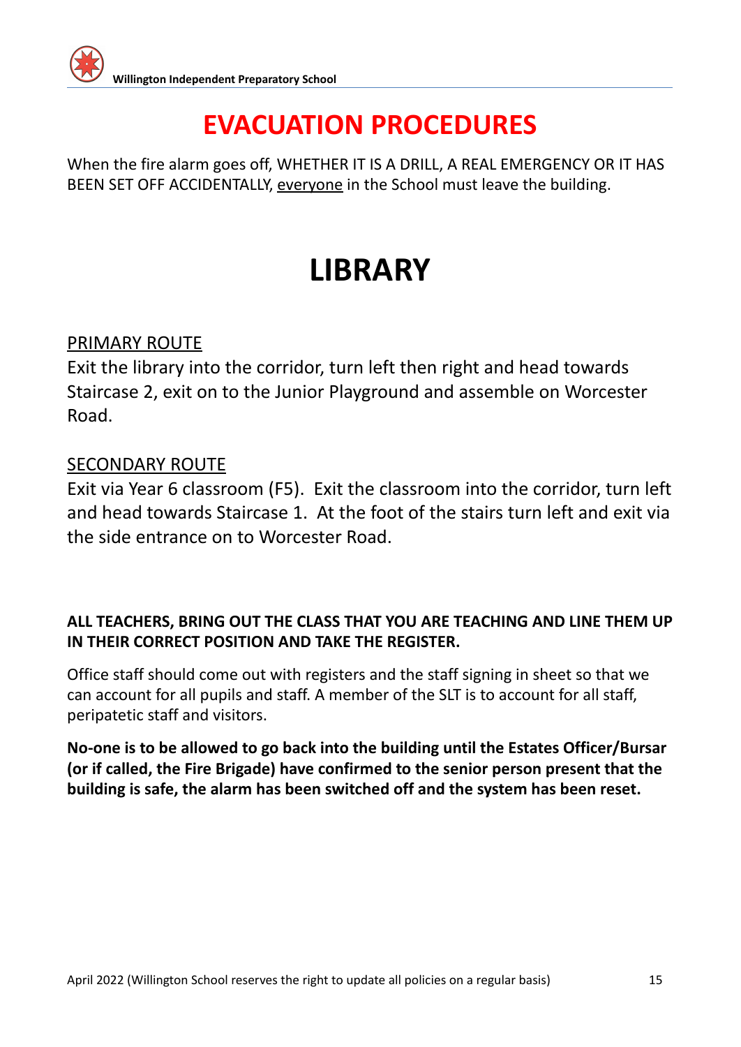# EVACUATION PROCEDURES

When the fire alarm goes off, WHETHER IT IS A DRILL, A REAL EMERGENCY OR IT HAS BEEN SET OFF ACCIDENTALLY, <u>everyone</u> in the School must leave the building.

# LIBRARY

<u>PRIMARY ROUTE</u>

Exit the library into the corridor, turn left then right and head towards Staircase 2, exit on to the Junior Playground and assemble on Worcester Road.

<u>SECONDARY ROUTE</u>

Exit via Year 6 classroom (F5). Exit the classroom into the corridor, turn left and head towards Staircase 1. At the foot of the stairs turn left and exit via the side entrance on to Worcester Road.

**ALL TEACHERS, BRING OUT THE CLASS THAT YOU ARE TEACHING AND LINE THEM UP IN THEIR CORRECT POSITION AND TAKE THE REGISTER.**

Office staff should come out with registers and the staff signing in sheet so that we can account for all pupils and staff. A member of the SLT is to account for all staff, peripatetic staff and visitors.

**No-one is to be allowed to go back into the building until the Estates Officer/Bursar (or if called, the Fire Brigade) have confirmed to the senior person present that the building is safe, the alarm has been switched off and the system has been reset.**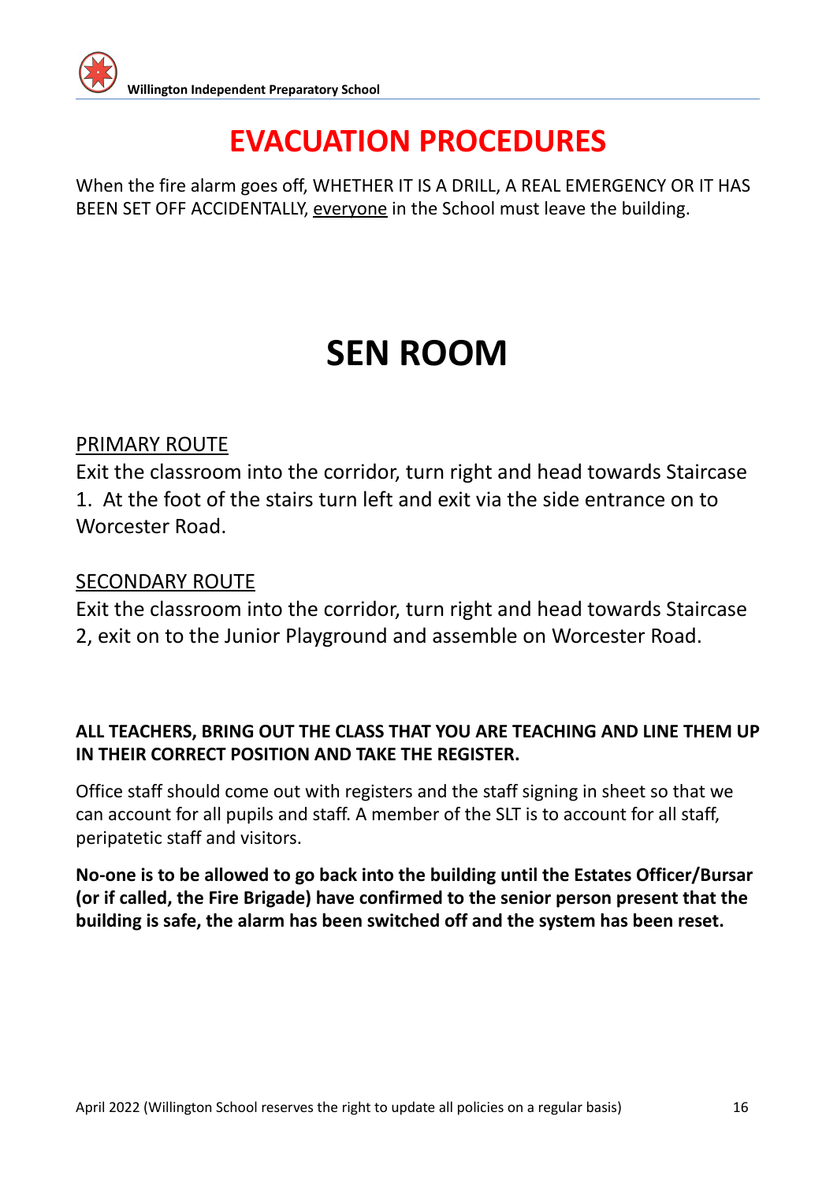# EVACUATION PROCEDURES

When the fire alarm goes off, WHETHER IT IS A DRILL, A REAL EMERGENCY OR IT HAS BEEN SET OFF ACCIDENTALLY, <u>everyone</u> in the School must leave the building.

# SEN ROOM

<u>PRIMARY ROUTE</u>

Exit the classroom into the corridor, turn right and head towards Staircase 1. At the foot of the stairs turn left and exit via the side entrance on to Worcester Road.

<u>SECONDARY ROUTE</u>

Exit the classroom into the corridor, turn right and head towards Staircase 2, exit on to the Junior Playground and assemble on Worcester Road.

**ALL TEACHERS, BRING OUT THE CLASS THAT YOU ARE TEACHING AND LINE THEM UP IN THEIR CORRECT POSITION AND TAKE THE REGISTER.**

Office staff should come out with registers and the staff signing in sheet so that we can account for all pupils and staff. A member of the SLT is to account for all staff, peripatetic staff and visitors.

**No-one is to be allowed to go back into the building until the Estates Officer/Bursar (or if called, the Fire Brigade) have confirmed to the senior person present that the building is safe, the alarm has been switched off and the system has been reset.**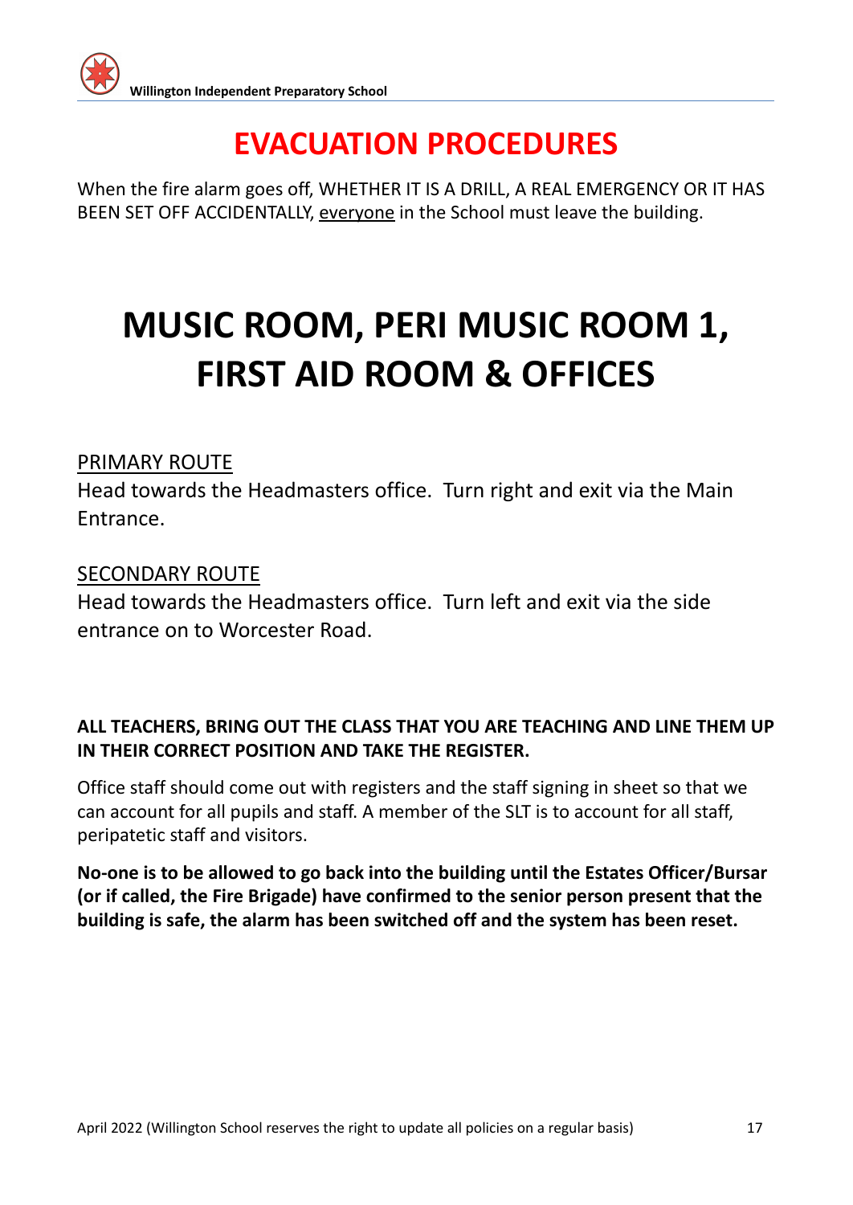# EVACUATION PROCEDURES

When the fire alarm goes off, WHETHER IT IS A DRILL, A REAL EMERGENCY OR IT HAS BEEN SET OFF ACCIDENTALLY, everyone in the School must leave the building.

# MUSIC ROOM, PERI MUSIC ROOM 1, FIRST AID ROOM & OFFICES

PRIMARY ROUTE

Head towards the Headmasters office. Turn right and exit via the Main Entrance.

SECONDARY ROUTE

Head towards the Headmasters office. Turn left and exit via the side entrance on to Worcester Road.

**ALL TEACHERS, BRING OUT THE CLASS THAT YOU ARE TEACHING AND LINE THEM UP IN THEIR CORRECT POSITION AND TAKE THE REGISTER.**

Office staff should come out with registers and the staff signing in sheet so that we can account for all pupils and staff. A member of the SLT is to account for all staff, peripatetic staff and visitors.

**No-one is to be allowed to go back into the building until the Estates Officer/Bursar (or if called, the Fire Brigade) have confirmed to the senior person present that the building is safe, the alarm has been switched off and the system has been reset.**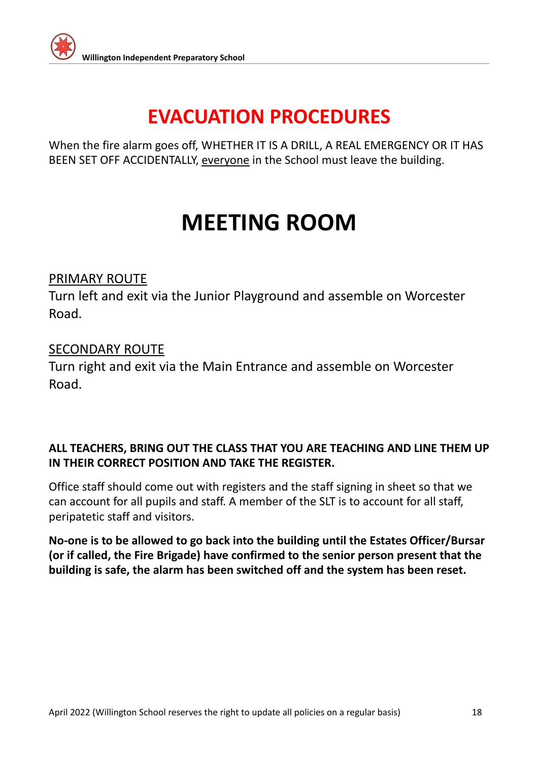# EVACUATION PROCEDURES

When the fire alarm goes off, WHETHER IT IS A DRILL, A REAL EMERGENCY OR IT HAS BEEN SET OFF ACCIDENTALLY, everyone in the School must leave the building.

# MEETING ROOM

PRIMARY ROUTE

Turn left and exit via the Junior Playground and assemble on Worcester Road.

SECONDARY ROUTE

Turn right and exit via the Main Entrance and assemble on Worcester Road.

**ALL TEACHERS, BRING OUT THE CLASS THAT YOU ARE TEACHING AND LINE THEM UP IN THEIR CORRECT POSITION AND TAKE THE REGISTER.**

Office staff should come out with registers and the staff signing in sheet so that we can account for all pupils and staff. A member of the SLT is to account for all staff, peripatetic staff and visitors.

**No-one is to be allowed to go back into the building until the Estates Officer/Bursar (or if called, the Fire Brigade) have confirmed to the senior person present that the building is safe, the alarm has been switched off and the system has been reset.**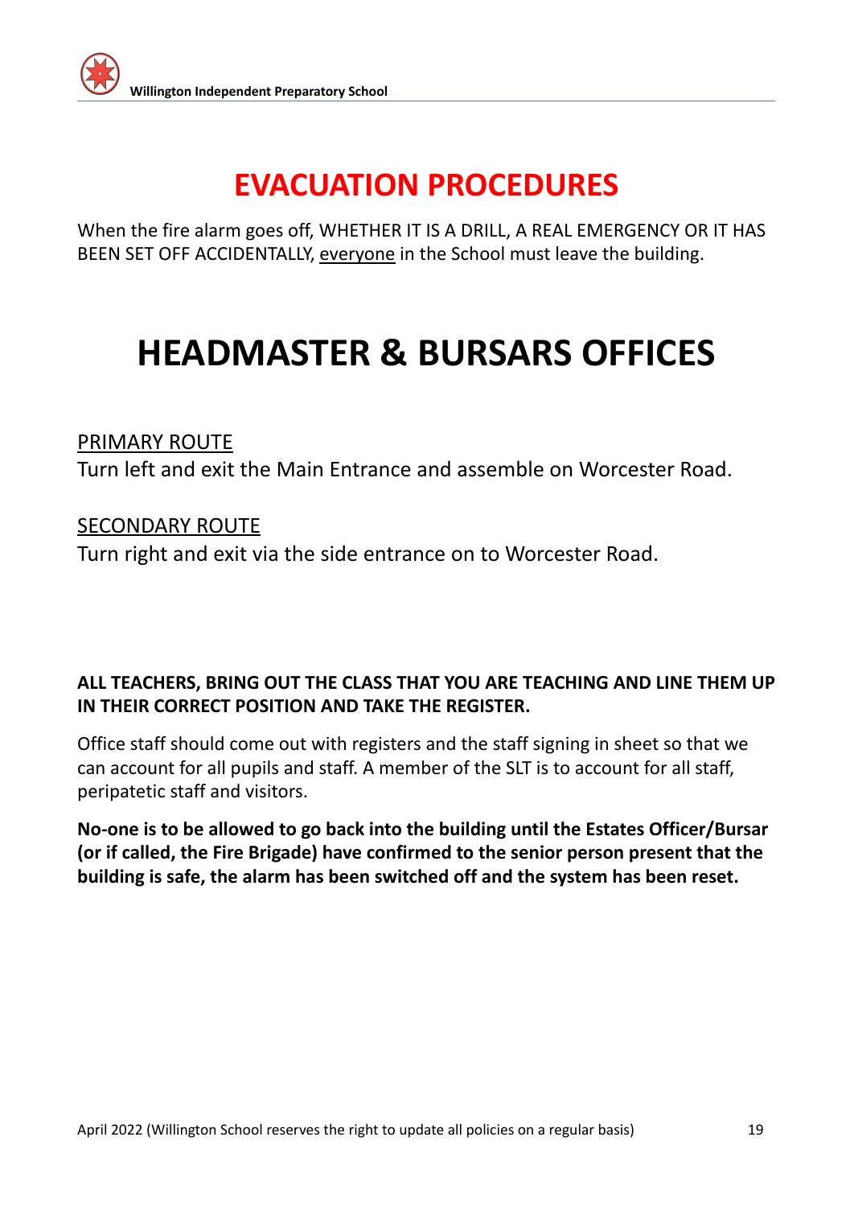# EVACUATION PROCEDURES

When the fire alarm goes off, WHETHER IT IS A DRILL, A REAL EMERGENCY OR IT HAS BEEN SET OFF ACCIDENTALLY, <u>everyone</u> in the School must leave the building.

# HEADMASTER & BURSARS OFFICES

<u>PRIMARY ROUTE</u>

Turn left and exit the Main Entrance and assemble on Worcester Road.

<u>SECONDARY ROUTE</u>

Turn right and exit via the side entrance on to Worcester Road.

**ALL TEACHERS, BRING OUT THE CLASS THAT YOU ARE TEACHING AND LINE THEM UP IN THEIR CORRECT POSITION AND TAKE THE REGISTER.**

Office staff should come out with registers and the staff signing in sheet so that we can account for all pupils and staff. A member of the SLT is to account for all staff, peripatetic staff and visitors.

**No-one is to be allowed to go back into the building until the Estates Officer/Bursar (or if called, the Fire Brigade) have confirmed to the senior person present that the building is safe, the alarm has been switched off and the system has been reset.**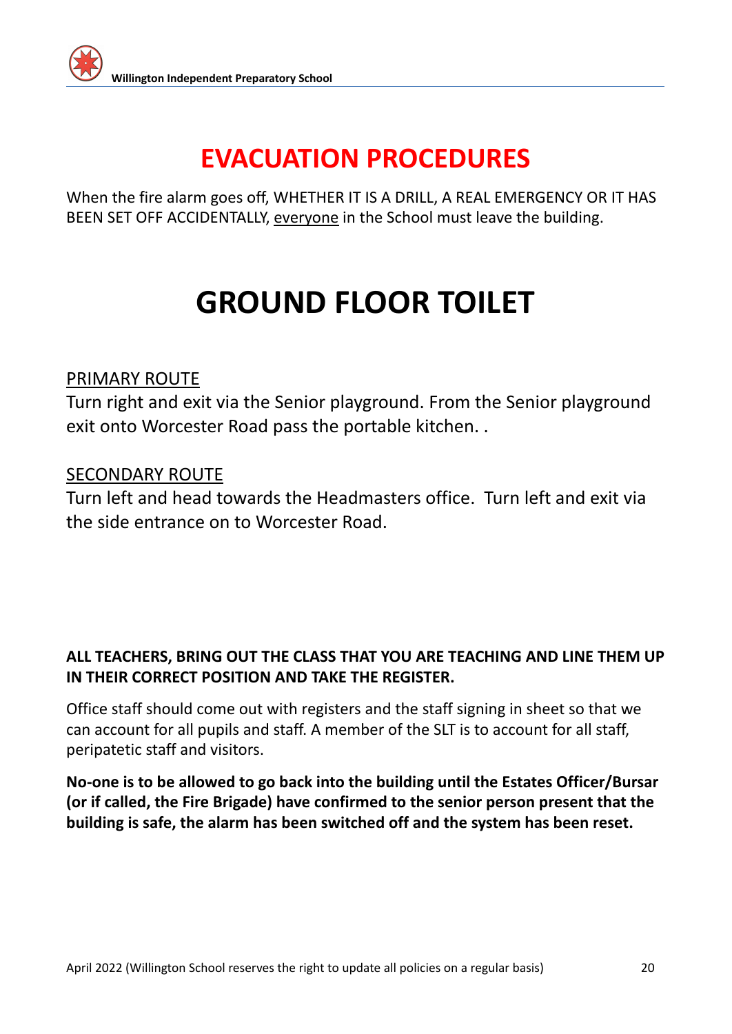# EVACUATION PROCEDURES

When the fire alarm goes off, WHETHER IT IS A DRILL, A REAL EMERGENCY OR IT HAS BEEN SET OFF ACCIDENTALLY, <u>everyone</u> in the School must leave the building.

# GROUND FLOOR TOILET

<u>PRIMARY ROUTE</u>

Turn right and exit via the Senior playground. From the Senior playground exit onto Worcester Road pass the portable kitchen. .

<u>SECONDARY ROUTE</u>

Turn left and head towards the Headmasters office. Turn left and exit via the side entrance on to Worcester Road.

**ALL TEACHERS, BRING OUT THE CLASS THAT YOU ARE TEACHING AND LINE THEM UP IN THEIR CORRECT POSITION AND TAKE THE REGISTER.**

Office staff should come out with registers and the staff signing in sheet so that we can account for all pupils and staff. A member of the SLT is to account for all staff, peripatetic staff and visitors.

**No-one is to be allowed to go back into the building until the Estates Officer/Bursar (or if called, the Fire Brigade) have confirmed to the senior person present that the building is safe, the alarm has been switched off and the system has been reset.**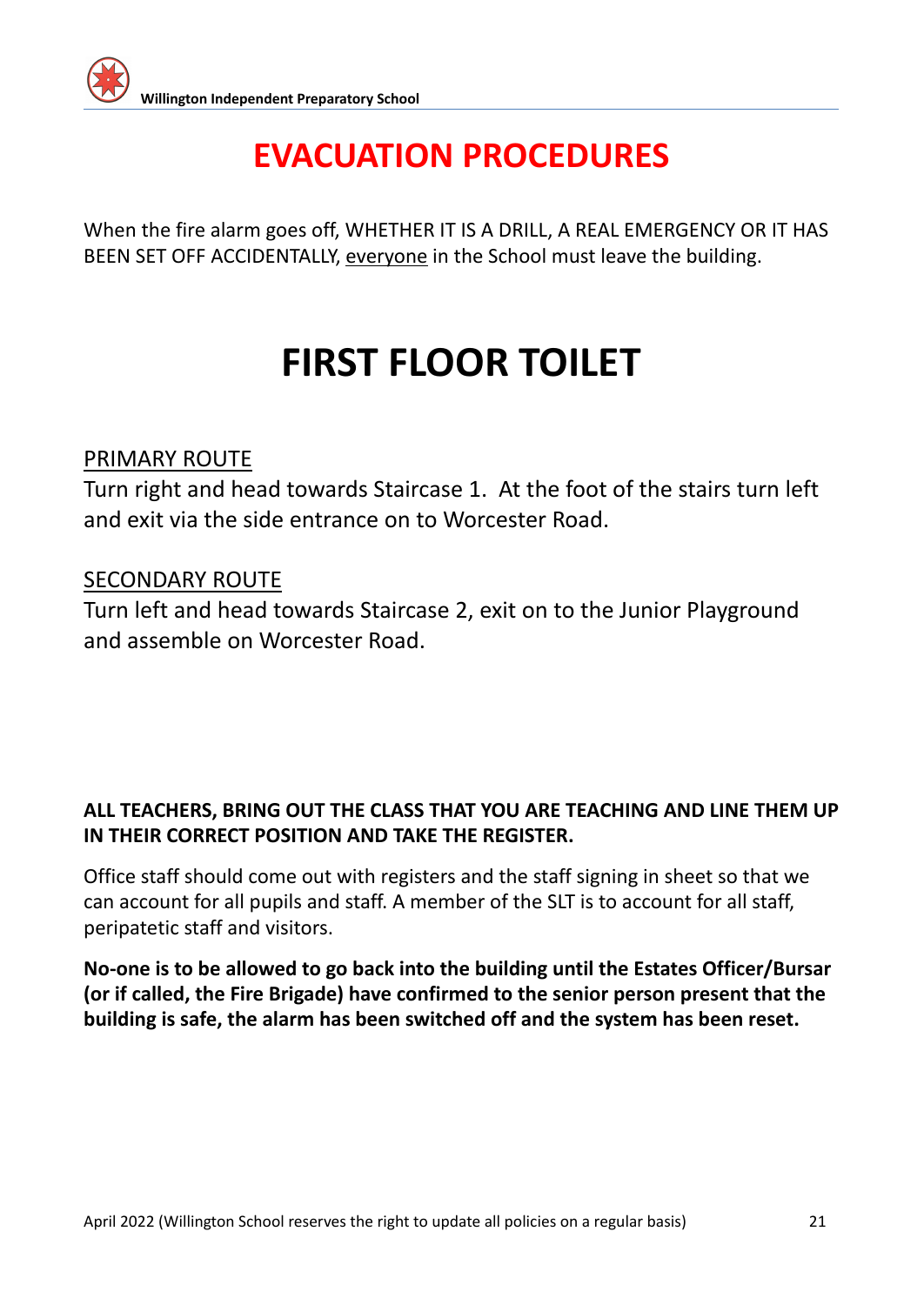# EVACUATION PROCEDURES

When the fire alarm goes off, WHETHER IT IS A DRILL, A REAL EMERGENCY OR IT HAS BEEN SET OFF ACCIDENTALLY, everyone in the School must leave the building.

# FIRST FLOOR TOILET

PRIMARY ROUTE

Turn right and head towards Staircase 1. At the foot of the stairs turn left and exit via the side entrance on to Worcester Road.

SECONDARY ROUTE

Turn left and head towards Staircase 2, exit on to the Junior Playground and assemble on Worcester Road.

**ALL TEACHERS, BRING OUT THE CLASS THAT YOU ARE TEACHING AND LINE THEM UP IN THEIR CORRECT POSITION AND TAKE THE REGISTER.**

Office staff should come out with registers and the staff signing in sheet so that we can account for all pupils and staff. A member of the SLT is to account for all staff, peripatetic staff and visitors.

**No-one is to be allowed to go back into the building until the Estates Officer/Bursar (or if called, the Fire Brigade) have confirmed to the senior person present that the building is safe, the alarm has been switched off and the system has been reset.**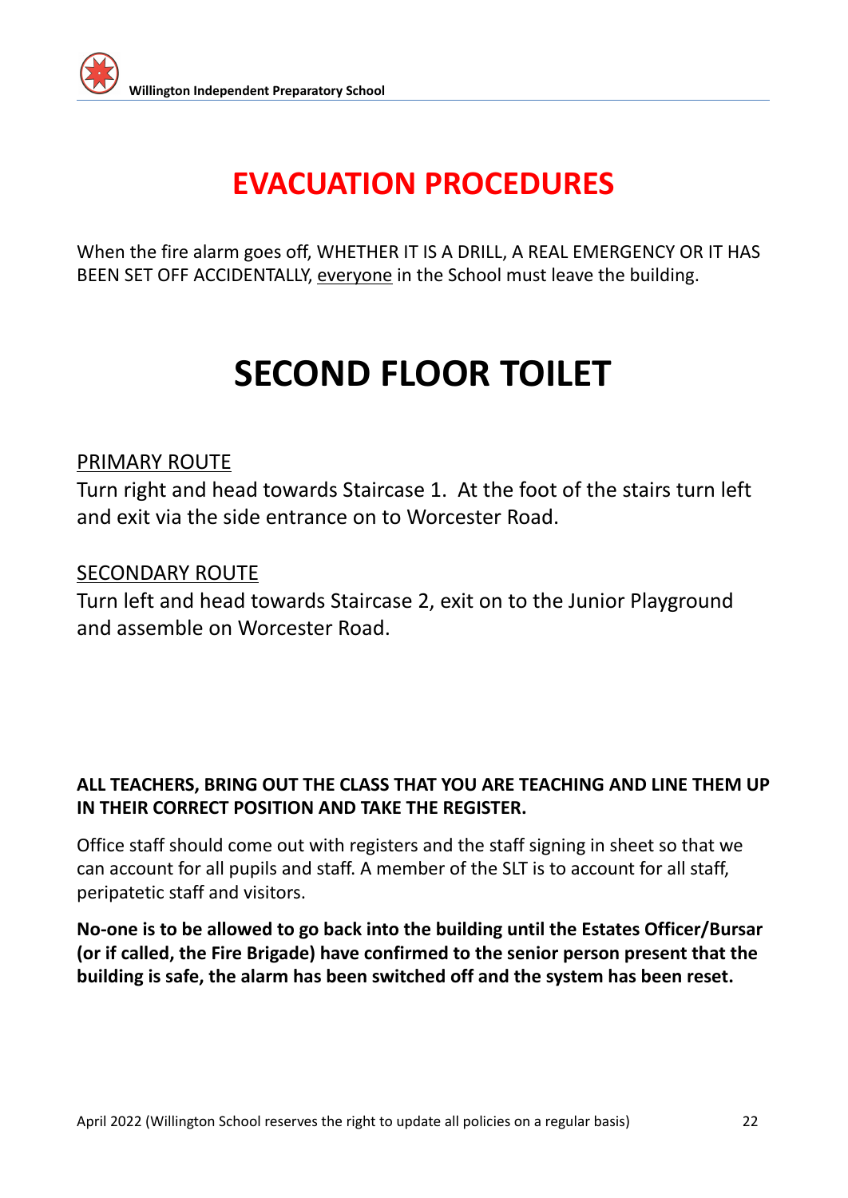# EVACUATION PROCEDURES

When the fire alarm goes off, WHETHER IT IS A DRILL, A REAL EMERGENCY OR IT HAS BEEN SET OFF ACCIDENTALLY, everyone in the School must leave the building.

# SECOND FLOOR TOILET

PRIMARY ROUTE

Turn right and head towards Staircase 1. At the foot of the stairs turn left and exit via the side entrance on to Worcester Road.

SECONDARY ROUTE

Turn left and head towards Staircase 2, exit on to the Junior Playground and assemble on Worcester Road.

**ALL TEACHERS, BRING OUT THE CLASS THAT YOU ARE TEACHING AND LINE THEM UP IN THEIR CORRECT POSITION AND TAKE THE REGISTER.**

Office staff should come out with registers and the staff signing in sheet so that we can account for all pupils and staff. A member of the SLT is to account for all staff, peripatetic staff and visitors.

**No-one is to be allowed to go back into the building until the Estates Officer/Bursar (or if called, the Fire Brigade) have confirmed to the senior person present that the building is safe, the alarm has been switched off and the system has been reset.**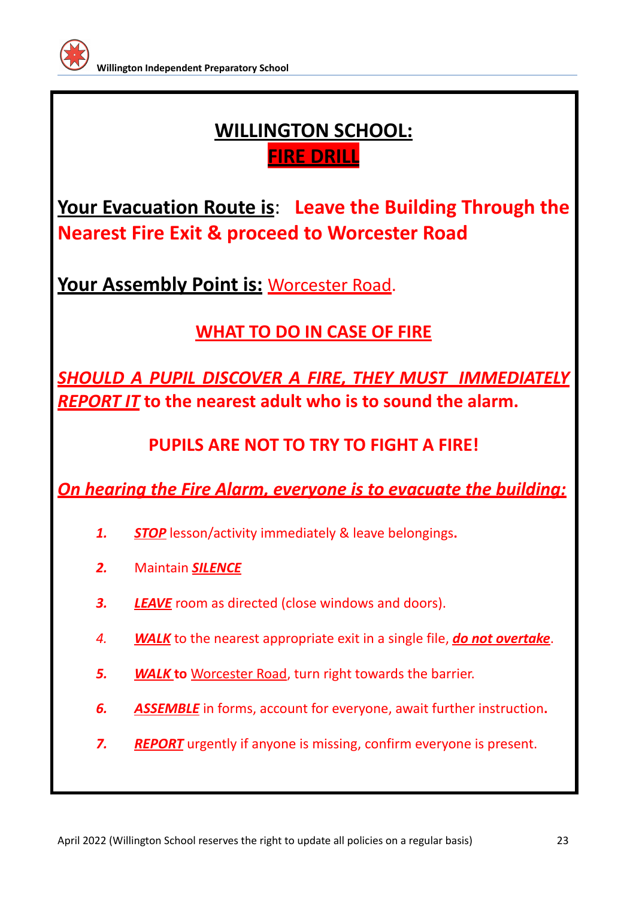# WILLINGTON SCHOOL:
# FIRE DRILL

**Your Evacuation Route is**: **Leave the Building Through the Nearest Fire Exit & proceed to Worcester Road**

**Your Assembly Point is:** Worcester Road.

## WHAT TO DO IN CASE OF FIRE

***SHOULD A PUPIL DISCOVER A FIRE, THEY MUST IMMEDIATELY REPORT IT*** **to the nearest adult who is to sound the alarm.**

**PUPILS ARE NOT TO TRY TO FIGHT A FIRE!**

***On hearing the Fire Alarm, everyone is to evacuate the building:***

1. ***STOP*** lesson/activity immediately & leave belongings.
2. Maintain ***SILENCE***
3. ***LEAVE*** room as directed (close windows and doors).
4. ***WALK*** to the nearest appropriate exit in a single file, ***do not overtake***.
5. ***WALK*** **to** Worcester Road, turn right towards the barrier.
6. ***ASSEMBLE*** in forms, account for everyone, await further instruction.
7. ***REPORT*** urgently if anyone is missing, confirm everyone is present.

April 2022 (Willington School reserves the right to update all policies on a regular basis)